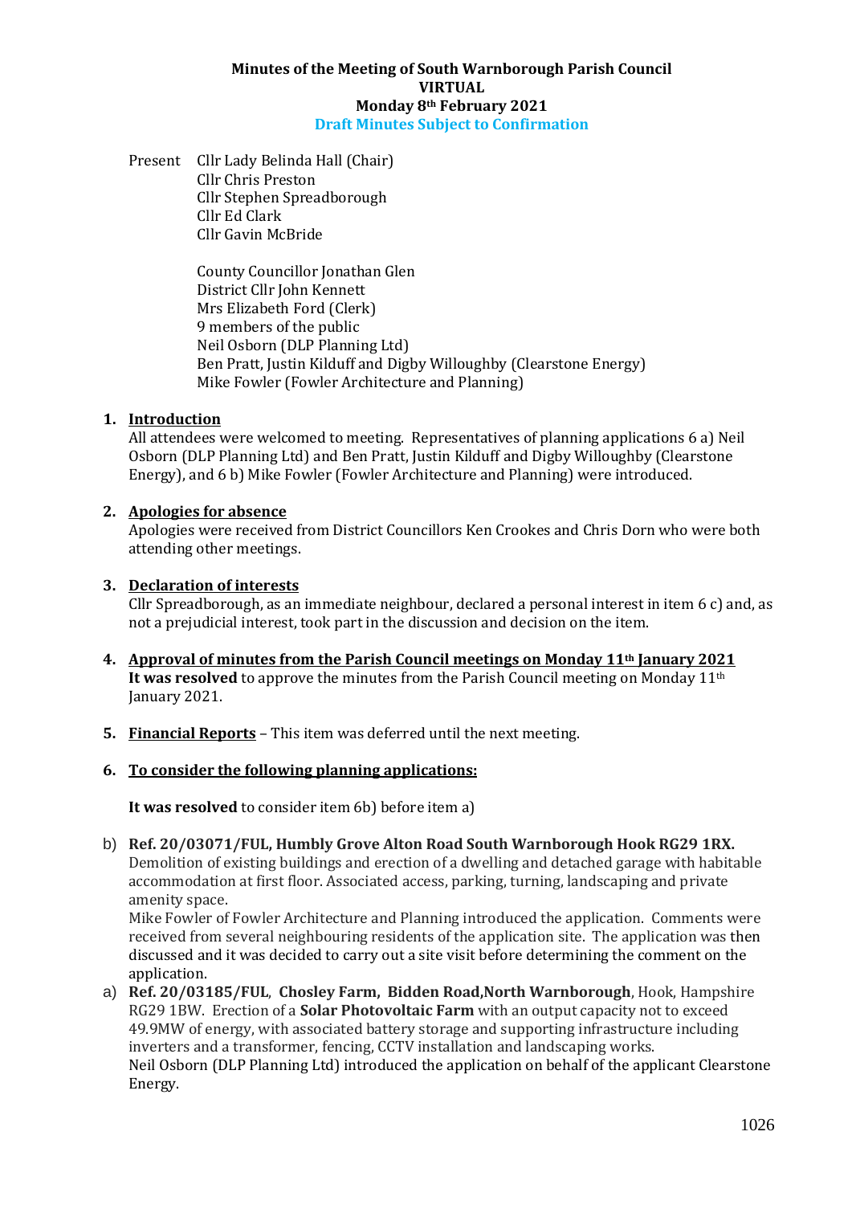**Minutes of the Meeting of South Warnborough Parish Council**
**VIRTUAL**
**Monday 8th February 2021**
**Draft Minutes Subject to Confirmation**

Present Cllr Lady Belinda Hall (Chair)
Cllr Chris Preston
Cllr Stephen Spreadborough
Cllr Ed Clark
Cllr Gavin McBride

County Councillor Jonathan Glen
District Cllr John Kennett
Mrs Elizabeth Ford (Clerk)
9 members of the public
Neil Osborn (DLP Planning Ltd)
Ben Pratt, Justin Kilduff and Digby Willoughby (Clearstone Energy)
Mike Fowler (Fowler Architecture and Planning)

1. **Introduction**
   All attendees were welcomed to meeting. Representatives of planning applications 6 a) Neil Osborn (DLP Planning Ltd) and Ben Pratt, Justin Kilduff and Digby Willoughby (Clearstone Energy), and 6 b) Mike Fowler (Fowler Architecture and Planning) were introduced.

2. **Apologies for absence**
   Apologies were received from District Councillors Ken Crookes and Chris Dorn who were both attending other meetings.

3. **Declaration of interests**
   Cllr Spreadborough, as an immediate neighbour, declared a personal interest in item 6 c) and, as not a prejudicial interest, took part in the discussion and decision on the item.

4. **Approval of minutes from the Parish Council meetings on Monday 11th January 2021**
   **It was resolved** to approve the minutes from the Parish Council meeting on Monday 11th January 2021.

5. **Financial Reports** – This item was deferred until the next meeting.

6. **To consider the following planning applications:**

   **It was resolved** to consider item 6b) before item a)

b) **Ref. 20/03071/FUL, Humbly Grove Alton Road South Warnborough Hook RG29 1RX.**
Demolition of existing buildings and erection of a dwelling and detached garage with habitable accommodation at first floor. Associated access, parking, turning, landscaping and private amenity space.
Mike Fowler of Fowler Architecture and Planning introduced the application. Comments were received from several neighbouring residents of the application site. The application was then discussed and it was decided to carry out a site visit before determining the comment on the application.

a) **Ref. 20/03185/FUL, Chosley Farm, Bidden Road,North Warnborough**, Hook, Hampshire RG29 1BW. Erection of a **Solar Photovoltaic Farm** with an output capacity not to exceed 49.9MW of energy, with associated battery storage and supporting infrastructure including inverters and a transformer, fencing, CCTV installation and landscaping works.
Neil Osborn (DLP Planning Ltd) introduced the application on behalf of the applicant Clearstone Energy.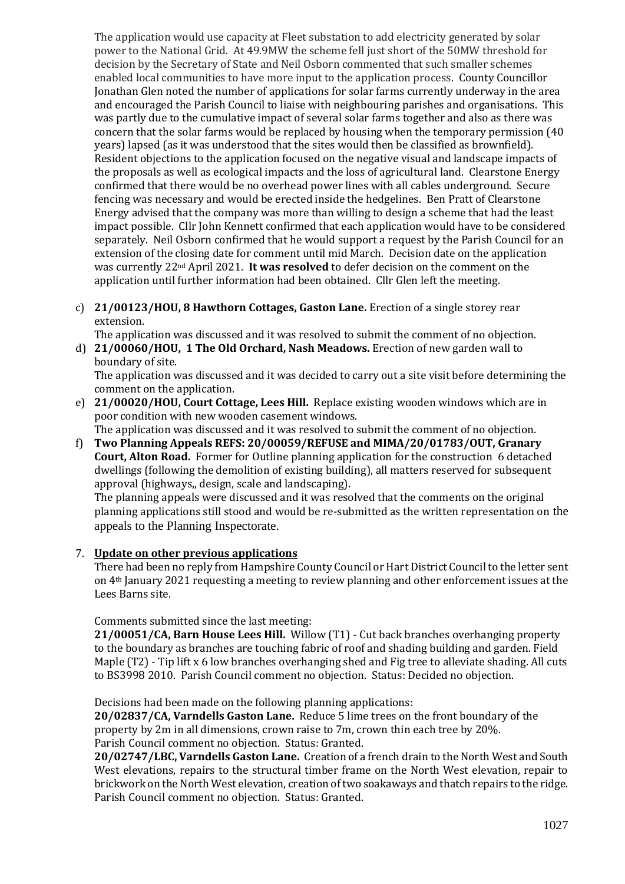The application would use capacity at Fleet substation to add electricity generated by solar power to the National Grid. At 49.9MW the scheme fell just short of the 50MW threshold for decision by the Secretary of State and Neil Osborn commented that such smaller schemes enabled local communities to have more input to the application process. County Councillor Jonathan Glen noted the number of applications for solar farms currently underway in the area and encouraged the Parish Council to liaise with neighbouring parishes and organisations. This was partly due to the cumulative impact of several solar farms together and also as there was concern that the solar farms would be replaced by housing when the temporary permission (40 years) lapsed (as it was understood that the sites would then be classified as brownfield). Resident objections to the application focused on the negative visual and landscape impacts of the proposals as well as ecological impacts and the loss of agricultural land. Clearstone Energy confirmed that there would be no overhead power lines with all cables underground. Secure fencing was necessary and would be erected inside the hedgelines. Ben Pratt of Clearstone Energy advised that the company was more than willing to design a scheme that had the least impact possible. Cllr John Kennett confirmed that each application would have to be considered separately. Neil Osborn confirmed that he would support a request by the Parish Council for an extension of the closing date for comment until mid March. Decision date on the application was currently 22nd April 2021. **It was resolved** to defer decision on the comment on the application until further information had been obtained. Cllr Glen left the meeting.

c) **21/00123/HOU, 8 Hawthorn Cottages, Gaston Lane.** Erection of a single storey rear extension.
The application was discussed and it was resolved to submit the comment of no objection.

d) **21/00060/HOU, 1 The Old Orchard, Nash Meadows.** Erection of new garden wall to boundary of site.
The application was discussed and it was decided to carry out a site visit before determining the comment on the application.

e) **21/00020/HOU, Court Cottage, Lees Hill.** Replace existing wooden windows which are in poor condition with new wooden casement windows.
The application was discussed and it was resolved to submit the comment of no objection.

f) **Two Planning Appeals REFS: 20/00059/REFUSE and MIMA/20/01783/OUT, Granary Court, Alton Road.** Former for Outline planning application for the construction 6 detached dwellings (following the demolition of existing building), all matters reserved for subsequent approval (highways,, design, scale and landscaping).
The planning appeals were discussed and it was resolved that the comments on the original planning applications still stood and would be re-submitted as the written representation on the appeals to the Planning Inspectorate.

7. **Update on other previous applications**

There had been no reply from Hampshire County Council or Hart District Council to the letter sent on 4th January 2021 requesting a meeting to review planning and other enforcement issues at the Lees Barns site.

Comments submitted since the last meeting:

**21/00051/CA, Barn House Lees Hill.** Willow (T1) - Cut back branches overhanging property to the boundary as branches are touching fabric of roof and shading building and garden. Field Maple (T2) - Tip lift x 6 low branches overhanging shed and Fig tree to alleviate shading. All cuts to BS3998 2010. Parish Council comment no objection. Status: Decided no objection.

Decisions had been made on the following planning applications:

**20/02837/CA, Varndells Gaston Lane.** Reduce 5 lime trees on the front boundary of the property by 2m in all dimensions, crown raise to 7m, crown thin each tree by 20%.
Parish Council comment no objection. Status: Granted.

**20/02747/LBC, Varndells Gaston Lane.** Creation of a french drain to the North West and South West elevations, repairs to the structural timber frame on the North West elevation, repair to brickwork on the North West elevation, creation of two soakaways and thatch repairs to the ridge.
Parish Council comment no objection. Status: Granted.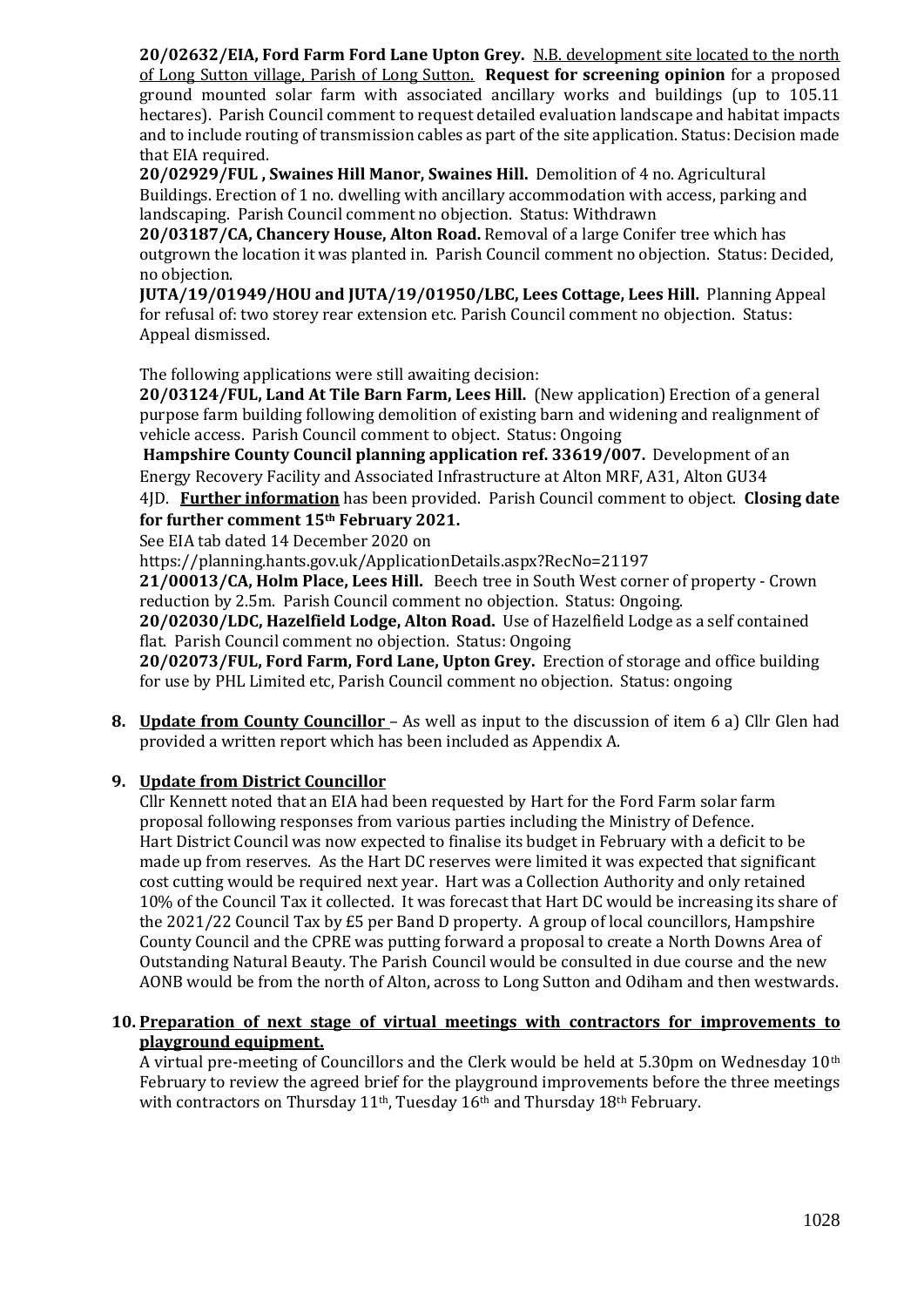**20/02632/EIA, Ford Farm Ford Lane Upton Grey.** N.B. development site located to the north of Long Sutton village, Parish of Long Sutton. **Request for screening opinion** for a proposed ground mounted solar farm with associated ancillary works and buildings (up to 105.11 hectares). Parish Council comment to request detailed evaluation landscape and habitat impacts and to include routing of transmission cables as part of the site application. Status: Decision made that EIA required.

**20/02929/FUL , Swaines Hill Manor, Swaines Hill.** Demolition of 4 no. Agricultural Buildings. Erection of 1 no. dwelling with ancillary accommodation with access, parking and landscaping. Parish Council comment no objection. Status: Withdrawn

**20/03187/CA, Chancery House, Alton Road.** Removal of a large Conifer tree which has outgrown the location it was planted in. Parish Council comment no objection. Status: Decided, no objection.

**JUTA/19/01949/HOU and JUTA/19/01950/LBC, Lees Cottage, Lees Hill.** Planning Appeal for refusal of: two storey rear extension etc. Parish Council comment no objection. Status: Appeal dismissed.

The following applications were still awaiting decision:

**20/03124/FUL, Land At Tile Barn Farm, Lees Hill.** (New application) Erection of a general purpose farm building following demolition of existing barn and widening and realignment of vehicle access. Parish Council comment to object. Status: Ongoing

**Hampshire County Council planning application ref. 33619/007.** Development of an Energy Recovery Facility and Associated Infrastructure at Alton MRF, A31, Alton GU34 4JD. **Further information** has been provided. Parish Council comment to object. **Closing date for further comment 15th February 2021.**

See EIA tab dated 14 December 2020 on https://planning.hants.gov.uk/ApplicationDetails.aspx?RecNo=21197

**21/00013/CA, Holm Place, Lees Hill.** Beech tree in South West corner of property - Crown reduction by 2.5m. Parish Council comment no objection. Status: Ongoing.

**20/02030/LDC, Hazelfield Lodge, Alton Road.** Use of Hazelfield Lodge as a self contained flat. Parish Council comment no objection. Status: Ongoing

**20/02073/FUL, Ford Farm, Ford Lane, Upton Grey.** Erection of storage and office building for use by PHL Limited etc, Parish Council comment no objection. Status: ongoing

**8. Update from County Councillor** – As well as input to the discussion of item 6 a) Cllr Glen had provided a written report which has been included as Appendix A.

**9. Update from District Councillor**

Cllr Kennett noted that an EIA had been requested by Hart for the Ford Farm solar farm proposal following responses from various parties including the Ministry of Defence. Hart District Council was now expected to finalise its budget in February with a deficit to be made up from reserves. As the Hart DC reserves were limited it was expected that significant cost cutting would be required next year. Hart was a Collection Authority and only retained 10% of the Council Tax it collected. It was forecast that Hart DC would be increasing its share of the 2021/22 Council Tax by £5 per Band D property. A group of local councillors, Hampshire County Council and the CPRE was putting forward a proposal to create a North Downs Area of Outstanding Natural Beauty. The Parish Council would be consulted in due course and the new AONB would be from the north of Alton, across to Long Sutton and Odiham and then westwards.

**10. Preparation of next stage of virtual meetings with contractors for improvements to playground equipment.**

A virtual pre-meeting of Councillors and the Clerk would be held at 5.30pm on Wednesday 10th February to review the agreed brief for the playground improvements before the three meetings with contractors on Thursday 11th, Tuesday 16th and Thursday 18th February.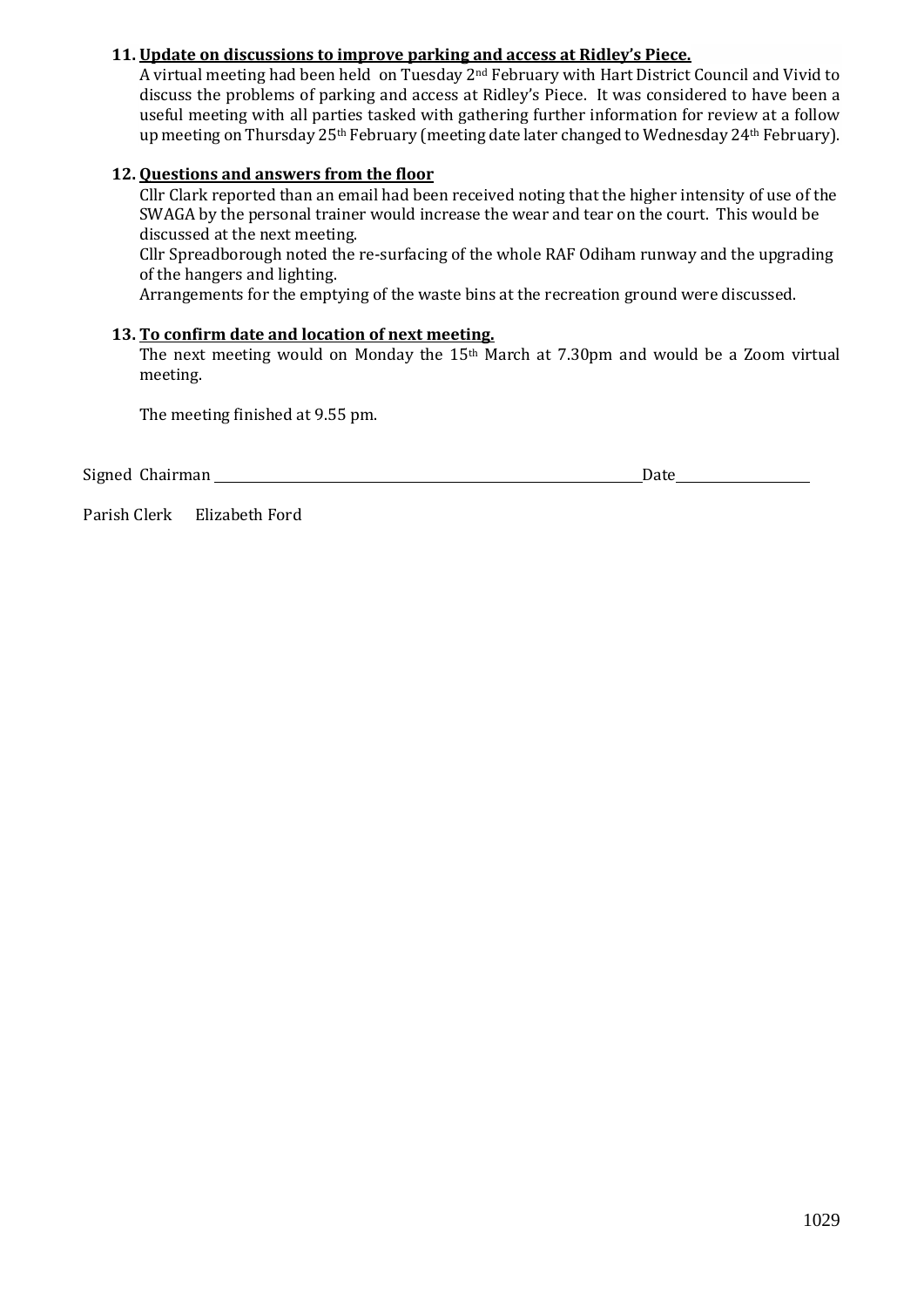**11. Update on discussions to improve parking and access at Ridley's Piece.**

A virtual meeting had been held on Tuesday 2nd February with Hart District Council and Vivid to discuss the problems of parking and access at Ridley's Piece. It was considered to have been a useful meeting with all parties tasked with gathering further information for review at a follow up meeting on Thursday 25th February (meeting date later changed to Wednesday 24th February).

**12. Questions and answers from the floor**

Cllr Clark reported than an email had been received noting that the higher intensity of use of the SWAGA by the personal trainer would increase the wear and tear on the court. This would be discussed at the next meeting.

Cllr Spreadborough noted the re-surfacing of the whole RAF Odiham runway and the upgrading of the hangers and lighting.

Arrangements for the emptying of the waste bins at the recreation ground were discussed.

**13. To confirm date and location of next meeting.**

The next meeting would on Monday the 15th March at 7.30pm and would be a Zoom virtual meeting.

The meeting finished at 9.55 pm.

Signed Chairman \_\_\_\_\_\_\_\_\_\_\_\_\_\_\_\_\_\_\_\_\_\_\_\_\_\_\_\_\_\_ Date \_\_\_\_\_\_\_\_\_\_\_\_

Parish Clerk Elizabeth Ford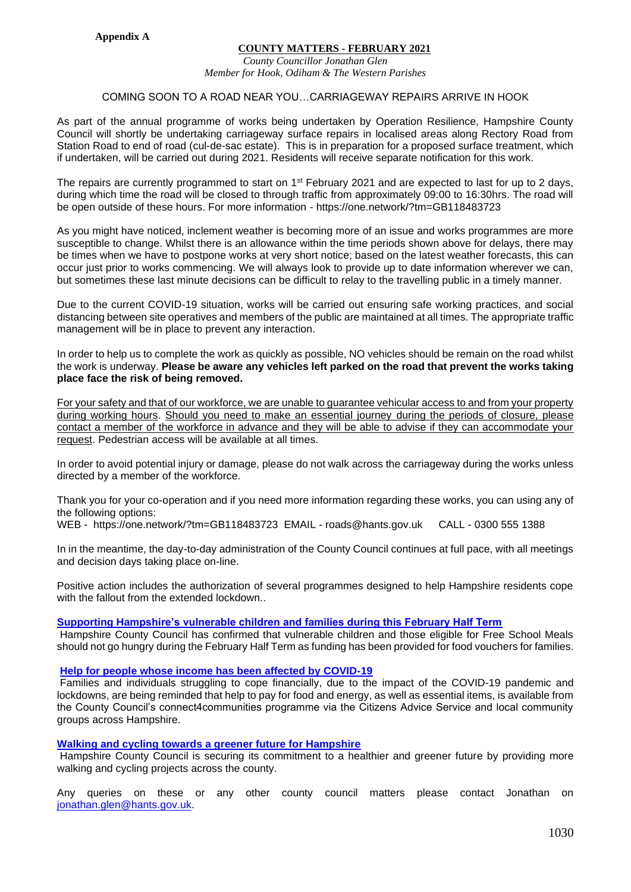**Appendix A**

**COUNTY MATTERS - FEBRUARY 2021**

*County Councillor Jonathan Glen*
*Member for Hook, Odiham & The Western Parishes*

COMING SOON TO A ROAD NEAR YOU…CARRIAGEWAY REPAIRS ARRIVE IN HOOK

As part of the annual programme of works being undertaken by Operation Resilience, Hampshire County Council will shortly be undertaking carriageway surface repairs in localised areas along Rectory Road from Station Road to end of road (cul-de-sac estate). This is in preparation for a proposed surface treatment, which if undertaken, will be carried out during 2021. Residents will receive separate notification for this work.

The repairs are currently programmed to start on 1st February 2021 and are expected to last for up to 2 days, during which time the road will be closed to through traffic from approximately 09:00 to 16:30hrs. The road will be open outside of these hours. For more information - https://one.network/?tm=GB118483723

As you might have noticed, inclement weather is becoming more of an issue and works programmes are more susceptible to change. Whilst there is an allowance within the time periods shown above for delays, there may be times when we have to postpone works at very short notice; based on the latest weather forecasts, this can occur just prior to works commencing. We will always look to provide up to date information wherever we can, but sometimes these last minute decisions can be difficult to relay to the travelling public in a timely manner.

Due to the current COVID-19 situation, works will be carried out ensuring safe working practices, and social distancing between site operatives and members of the public are maintained at all times. The appropriate traffic management will be in place to prevent any interaction.

In order to help us to complete the work as quickly as possible, NO vehicles should be remain on the road whilst the work is underway. **Please be aware any vehicles left parked on the road that prevent the works taking place face the risk of being removed.**

For your safety and that of our workforce, we are unable to guarantee vehicular access to and from your property during working hours. Should you need to make an essential journey during the periods of closure, please contact a member of the workforce in advance and they will be able to advise if they can accommodate your request. Pedestrian access will be available at all times.

In order to avoid potential injury or damage, please do not walk across the carriageway during the works unless directed by a member of the workforce.

Thank you for your co-operation and if you need more information regarding these works, you can using any of the following options:
WEB - https://one.network/?tm=GB118483723 EMAIL - roads@hants.gov.uk CALL - 0300 555 1388

In in the meantime, the day-to-day administration of the County Council continues at full pace, with all meetings and decision days taking place on-line.

Positive action includes the authorization of several programmes designed to help Hampshire residents cope with the fallout from the extended lockdown..

**Supporting Hampshire's vulnerable children and families during this February Half Term**

Hampshire County Council has confirmed that vulnerable children and those eligible for Free School Meals should not go hungry during the February Half Term as funding has been provided for food vouchers for families.

**Help for people whose income has been affected by COVID-19**

Families and individuals struggling to cope financially, due to the impact of the COVID-19 pandemic and lockdowns, are being reminded that help to pay for food and energy, as well as essential items, is available from the County Council's connect4communities programme via the Citizens Advice Service and local community groups across Hampshire.

**Walking and cycling towards a greener future for Hampshire**

Hampshire County Council is securing its commitment to a healthier and greener future by providing more walking and cycling projects across the county.

Any queries on these or any other county council matters please contact Jonathan on jonathan.glen@hants.gov.uk.